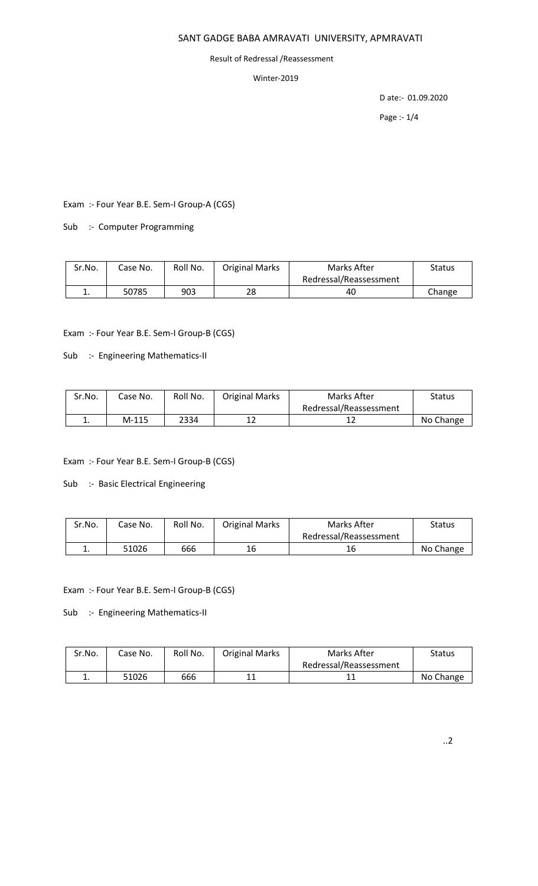# SANT GADGE BABA AMRAVATI UNIVERSITY, APMRAVATI

Result of Redressal /Reassessment

Winter-2019

D ate:- 01.09.2020

Exam :- Four Year B.E. Sem-I Group-A (CGS)

Sub :- Computer Programming

| Sr.No. | Case No. | Roll No. | Original Marks | Marks After Redressal/Reassessment | Status |
| --- | --- | --- | --- | --- | --- |
| 1. | 50785 | 903 | 28 | 40 | Change |

Exam :- Four Year B.E. Sem-I Group-B (CGS)

Sub :- Engineering Mathematics-II

| Sr.No. | Case No. | Roll No. | Original Marks | Marks After Redressal/Reassessment | Status |
| --- | --- | --- | --- | --- | --- |
| 1. | M-115 | 2334 | 12 | 12 | No Change |

Exam :- Four Year B.E. Sem-I Group-B (CGS)

Sub :- Basic Electrical Engineering

| Sr.No. | Case No. | Roll No. | Original Marks | Marks After Redressal/Reassessment | Status |
| --- | --- | --- | --- | --- | --- |
| 1. | 51026 | 666 | 16 | 16 | No Change |

Exam :- Four Year B.E. Sem-I Group-B (CGS)

Sub :- Engineering Mathematics-II

| Sr.No. | Case No. | Roll No. | Original Marks | Marks After Redressal/Reassessment | Status |
| --- | --- | --- | --- | --- | --- |
| 1. | 51026 | 666 | 11 | 11 | No Change |

..2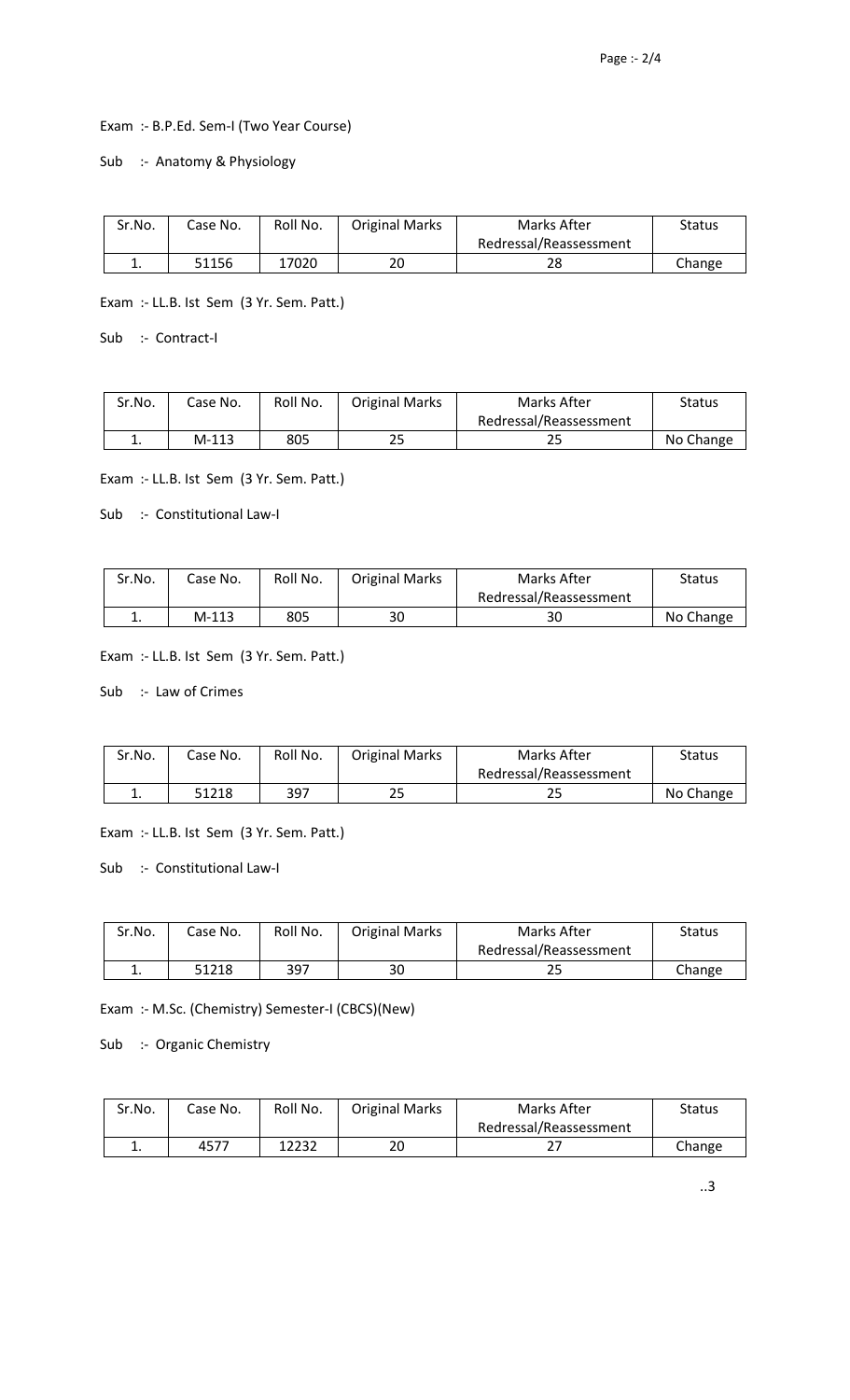Exam :- B.P.Ed. Sem-I (Two Year Course)

Sub :- Anatomy & Physiology

| Sr.No. | Case No. | Roll No. | Original Marks | Marks After Redressal/Reassessment | Status |
|---|---|---|---|---|---|
| 1. | 51156 | 17020 | 20 | 28 | Change |

Exam :- LL.B. Ist Sem (3 Yr. Sem. Patt.)

Sub :- Contract-I

| Sr.No. | Case No. | Roll No. | Original Marks | Marks After Redressal/Reassessment | Status |
|---|---|---|---|---|---|
| 1. | M-113 | 805 | 25 | 25 | No Change |

Exam :- LL.B. Ist Sem (3 Yr. Sem. Patt.)

Sub :- Constitutional Law-I

| Sr.No. | Case No. | Roll No. | Original Marks | Marks After Redressal/Reassessment | Status |
|---|---|---|---|---|---|
| 1. | M-113 | 805 | 30 | 30 | No Change |

Exam :- LL.B. Ist Sem (3 Yr. Sem. Patt.)

Sub :- Law of Crimes

| Sr.No. | Case No. | Roll No. | Original Marks | Marks After Redressal/Reassessment | Status |
|---|---|---|---|---|---|
| 1. | 51218 | 397 | 25 | 25 | No Change |

Exam :- LL.B. Ist Sem (3 Yr. Sem. Patt.)

Sub :- Constitutional Law-I

| Sr.No. | Case No. | Roll No. | Original Marks | Marks After Redressal/Reassessment | Status |
|---|---|---|---|---|---|
| 1. | 51218 | 397 | 30 | 25 | Change |

Exam :- M.Sc. (Chemistry) Semester-I (CBCS)(New)

Sub :- Organic Chemistry

| Sr.No. | Case No. | Roll No. | Original Marks | Marks After Redressal/Reassessment | Status |
|---|---|---|---|---|---|
| 1. | 4577 | 12232 | 20 | 27 | Change |

..3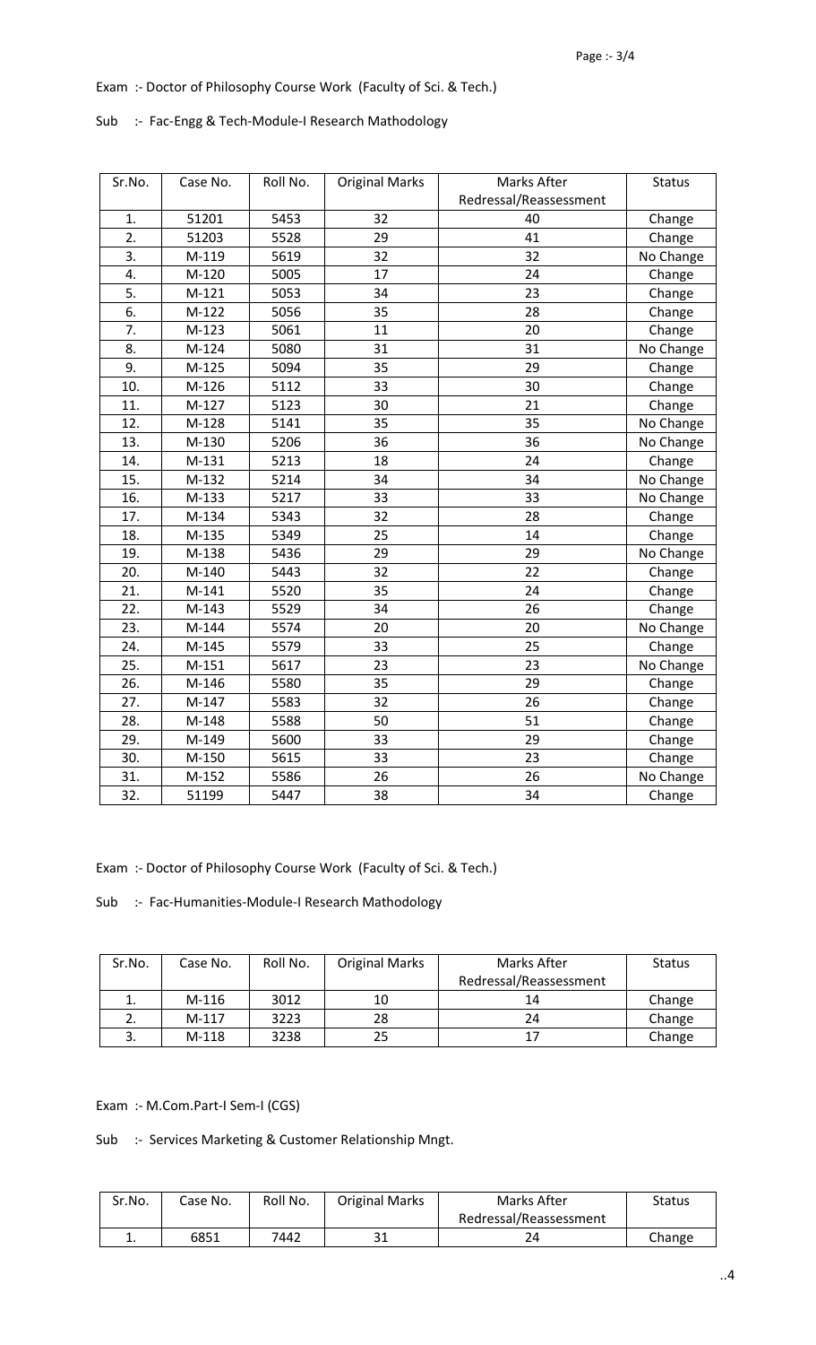Exam :- Doctor of Philosophy Course Work (Faculty of Sci. & Tech.)

Sub :- Fac-Engg & Tech-Module-I Research Mathodology

| Sr.No. | Case No. | Roll No. | Original Marks | Marks After Redressal/Reassessment | Status |
|---|---|---|---|---|---|
| 1. | 51201 | 5453 | 32 | 40 | Change |
| 2. | 51203 | 5528 | 29 | 41 | Change |
| 3. | M-119 | 5619 | 32 | 32 | No Change |
| 4. | M-120 | 5005 | 17 | 24 | Change |
| 5. | M-121 | 5053 | 34 | 23 | Change |
| 6. | M-122 | 5056 | 35 | 28 | Change |
| 7. | M-123 | 5061 | 11 | 20 | Change |
| 8. | M-124 | 5080 | 31 | 31 | No Change |
| 9. | M-125 | 5094 | 35 | 29 | Change |
| 10. | M-126 | 5112 | 33 | 30 | Change |
| 11. | M-127 | 5123 | 30 | 21 | Change |
| 12. | M-128 | 5141 | 35 | 35 | No Change |
| 13. | M-130 | 5206 | 36 | 36 | No Change |
| 14. | M-131 | 5213 | 18 | 24 | Change |
| 15. | M-132 | 5214 | 34 | 34 | No Change |
| 16. | M-133 | 5217 | 33 | 33 | No Change |
| 17. | M-134 | 5343 | 32 | 28 | Change |
| 18. | M-135 | 5349 | 25 | 14 | Change |
| 19. | M-138 | 5436 | 29 | 29 | No Change |
| 20. | M-140 | 5443 | 32 | 22 | Change |
| 21. | M-141 | 5520 | 35 | 24 | Change |
| 22. | M-143 | 5529 | 34 | 26 | Change |
| 23. | M-144 | 5574 | 20 | 20 | No Change |
| 24. | M-145 | 5579 | 33 | 25 | Change |
| 25. | M-151 | 5617 | 23 | 23 | No Change |
| 26. | M-146 | 5580 | 35 | 29 | Change |
| 27. | M-147 | 5583 | 32 | 26 | Change |
| 28. | M-148 | 5588 | 50 | 51 | Change |
| 29. | M-149 | 5600 | 33 | 29 | Change |
| 30. | M-150 | 5615 | 33 | 23 | Change |
| 31. | M-152 | 5586 | 26 | 26 | No Change |
| 32. | 51199 | 5447 | 38 | 34 | Change |

Exam :- Doctor of Philosophy Course Work (Faculty of Sci. & Tech.)

Sub :- Fac-Humanities-Module-I Research Mathodology

| Sr.No. | Case No. | Roll No. | Original Marks | Marks After Redressal/Reassessment | Status |
|---|---|---|---|---|---|
| 1. | M-116 | 3012 | 10 | 14 | Change |
| 2. | M-117 | 3223 | 28 | 24 | Change |
| 3. | M-118 | 3238 | 25 | 17 | Change |

Exam :- M.Com.Part-I Sem-I (CGS)

Sub :- Services Marketing & Customer Relationship Mngt.

| Sr.No. | Case No. | Roll No. | Original Marks | Marks After Redressal/Reassessment | Status |
|---|---|---|---|---|---|
| 1. | 6851 | 7442 | 31 | 24 | Change |

..4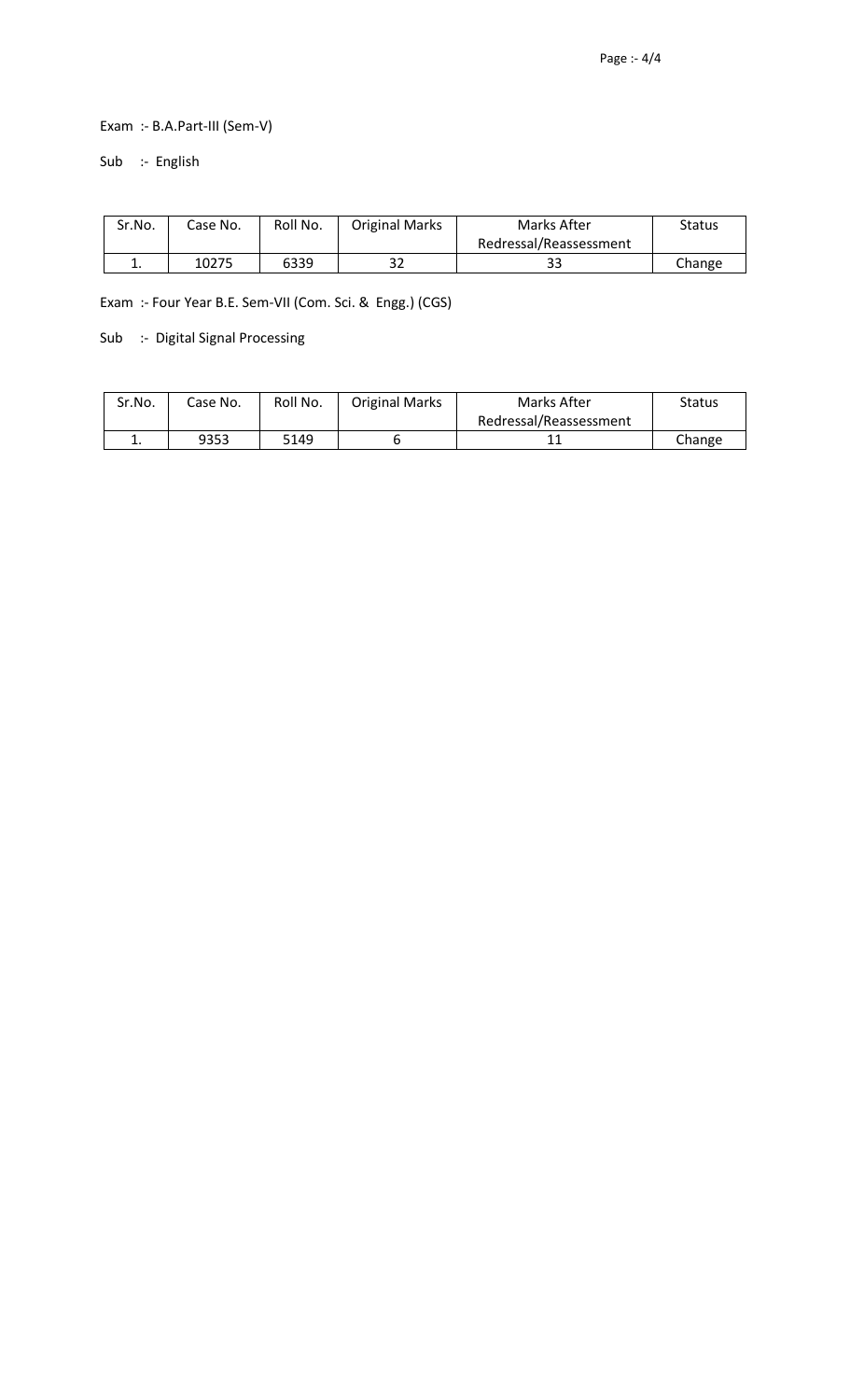Exam :- B.A.Part-III (Sem-V)

Sub :- English

| Sr.No. | Case No. | Roll No. | Original Marks | Marks After Redressal/Reassessment | Status |
|---|---|---|---|---|---|
| 1. | 10275 | 6339 | 32 | 33 | Change |

Exam :- Four Year B.E. Sem-VII (Com. Sci. & Engg.) (CGS)

Sub :- Digital Signal Processing

| Sr.No. | Case No. | Roll No. | Original Marks | Marks After Redressal/Reassessment | Status |
|---|---|---|---|---|---|
| 1. | 9353 | 5149 | 6 | 11 | Change |